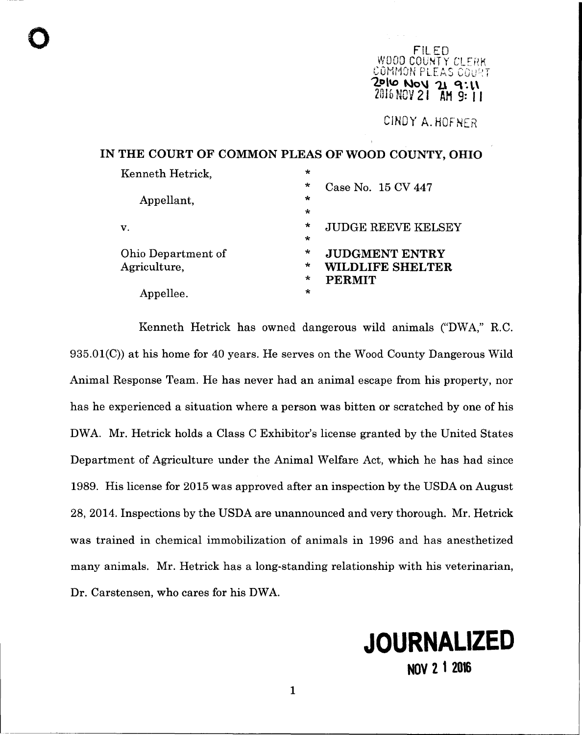FILED
WOOD COUNTY CLERK
COMMON PLEAS COURT
2016 NOV 21 9:11
2016 NOV 21 AM 9:11

CINDY A. HOFNER

**IN THE COURT OF COMMON PLEAS OF WOOD COUNTY, OHIO**

| | | |
|---|---|---|
| Kenneth Hetrick, | * | |
| | * | Case No. 15 CV 447 |
| Appellant, | * | |
| | * | |
| v. | * | JUDGE REEVE KELSEY |
| | * | |
| Ohio Department of Agriculture, | * | **JUDGMENT ENTRY** |
| | * | **WILDLIFE SHELTER** |
| | * | **PERMIT** |
| Appellee. | * | |

Kenneth Hetrick has owned dangerous wild animals ("DWA," R.C. 935.01(C)) at his home for 40 years. He serves on the Wood County Dangerous Wild Animal Response Team. He has never had an animal escape from his property, nor has he experienced a situation where a person was bitten or scratched by one of his DWA. Mr. Hetrick holds a Class C Exhibitor's license granted by the United States Department of Agriculture under the Animal Welfare Act, which he has had since 1989. His license for 2015 was approved after an inspection by the USDA on August 28, 2014. Inspections by the USDA are unannounced and very thorough. Mr. Hetrick was trained in chemical immobilization of animals in 1996 and has anesthetized many animals. Mr. Hetrick has a long-standing relationship with his veterinarian, Dr. Carstensen, who cares for his DWA.

**JOURNALIZED**
**NOV 21 2016**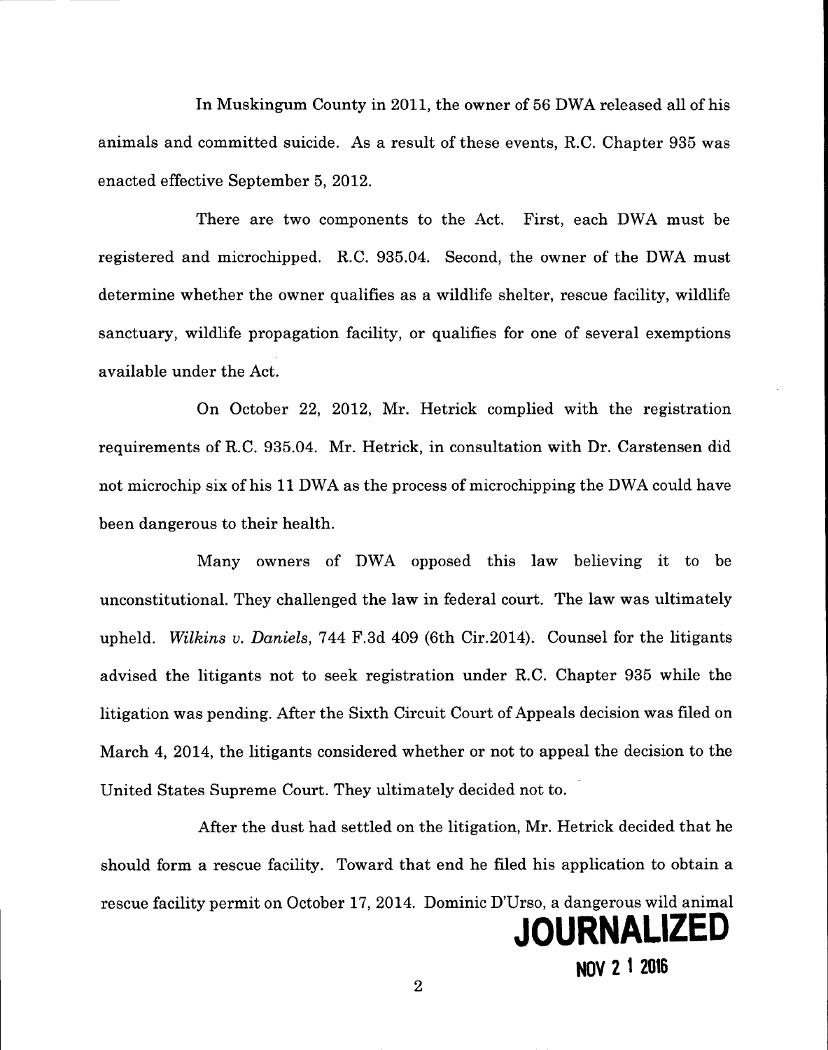In Muskingum County in 2011, the owner of 56 DWA released all of his animals and committed suicide. As a result of these events, R.C. Chapter 935 was enacted effective September 5, 2012.

There are two components to the Act. First, each DWA must be registered and microchipped. R.C. 935.04. Second, the owner of the DWA must determine whether the owner qualifies as a wildlife shelter, rescue facility, wildlife sanctuary, wildlife propagation facility, or qualifies for one of several exemptions available under the Act.

On October 22, 2012, Mr. Hetrick complied with the registration requirements of R.C. 935.04. Mr. Hetrick, in consultation with Dr. Carstensen did not microchip six of his 11 DWA as the process of microchipping the DWA could have been dangerous to their health.

Many owners of DWA opposed this law believing it to be unconstitutional. They challenged the law in federal court. The law was ultimately upheld. *Wilkins v. Daniels*, 744 F.3d 409 (6th Cir.2014). Counsel for the litigants advised the litigants not to seek registration under R.C. Chapter 935 while the litigation was pending. After the Sixth Circuit Court of Appeals decision was filed on March 4, 2014, the litigants considered whether or not to appeal the decision to the United States Supreme Court. They ultimately decided not to.

After the dust had settled on the litigation, Mr. Hetrick decided that he should form a rescue facility. Toward that end he filed his application to obtain a rescue facility permit on October 17, 2014. Dominic D'Urso, a dangerous wild animal

**JOURNALIZED**

**NOV 21 2016**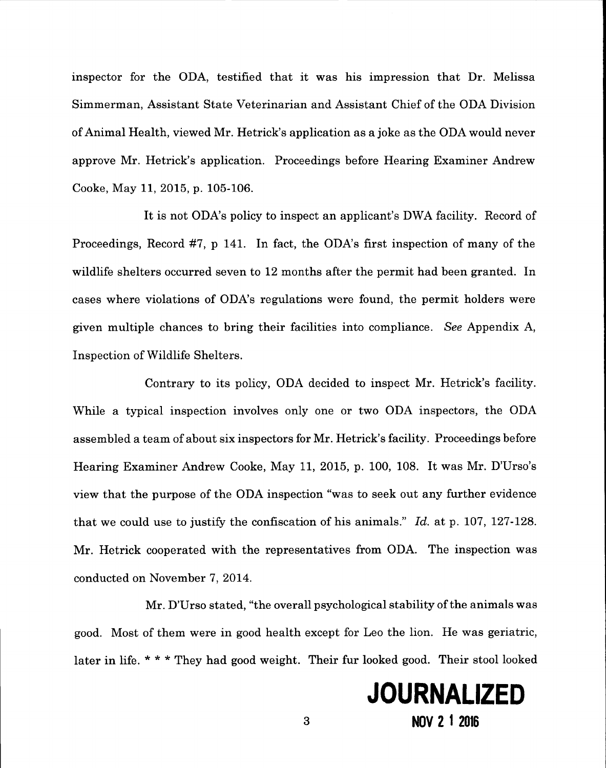inspector for the ODA, testified that it was his impression that Dr. Melissa Simmerman, Assistant State Veterinarian and Assistant Chief of the ODA Division of Animal Health, viewed Mr. Hetrick's application as a joke as the ODA would never approve Mr. Hetrick's application. Proceedings before Hearing Examiner Andrew Cooke, May 11, 2015, p. 105-106.

It is not ODA's policy to inspect an applicant's DWA facility. Record of Proceedings, Record #7, p 141. In fact, the ODA's first inspection of many of the wildlife shelters occurred seven to 12 months after the permit had been granted. In cases where violations of ODA's regulations were found, the permit holders were given multiple chances to bring their facilities into compliance. *See* Appendix A, Inspection of Wildlife Shelters.

Contrary to its policy, ODA decided to inspect Mr. Hetrick's facility. While a typical inspection involves only one or two ODA inspectors, the ODA assembled a team of about six inspectors for Mr. Hetrick's facility. Proceedings before Hearing Examiner Andrew Cooke, May 11, 2015, p. 100, 108. It was Mr. D'Urso's view that the purpose of the ODA inspection "was to seek out any further evidence that we could use to justify the confiscation of his animals." *Id.* at p. 107, 127-128. Mr. Hetrick cooperated with the representatives from ODA. The inspection was conducted on November 7, 2014.

Mr. D'Urso stated, "the overall psychological stability of the animals was good. Most of them were in good health except for Leo the lion. He was geriatric, later in life. * * * They had good weight. Their fur looked good. Their stool looked

**JOURNALIZED**
**NOV 2 1 2016**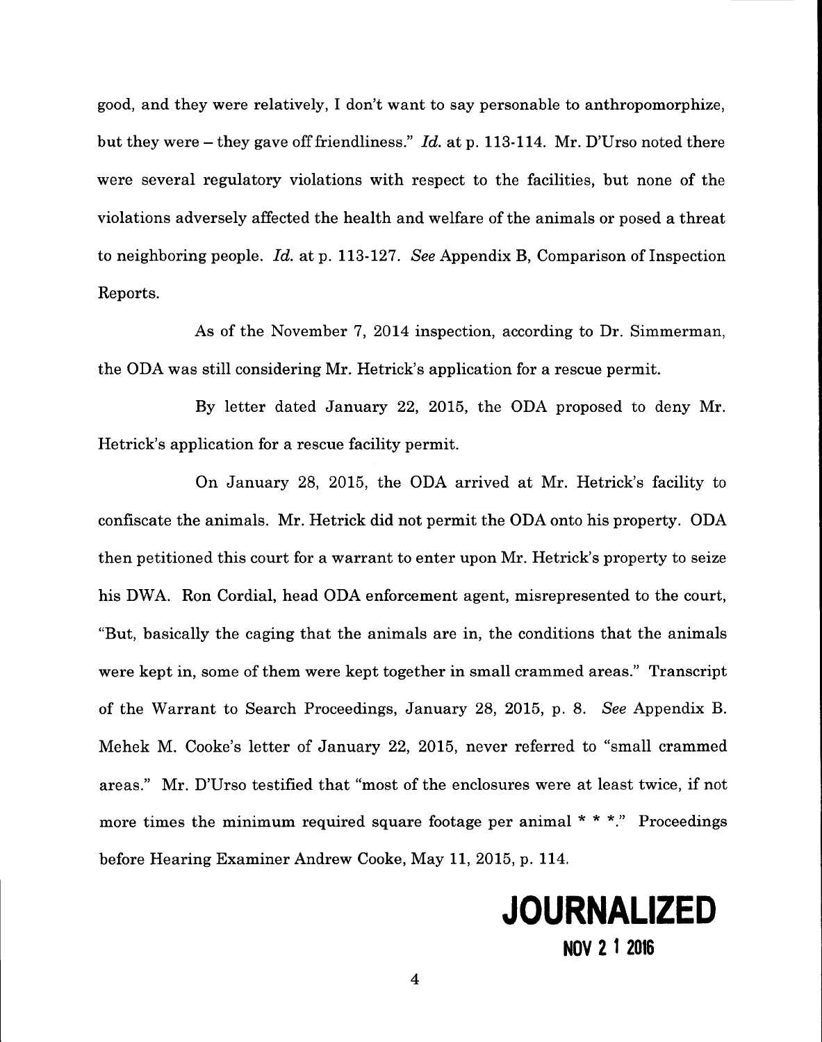good, and they were relatively, I don't want to say personable to anthropomorphize, but they were – they gave off friendliness." *Id.* at p. 113-114. Mr. D'Urso noted there were several regulatory violations with respect to the facilities, but none of the violations adversely affected the health and welfare of the animals or posed a threat to neighboring people. *Id.* at p. 113-127. *See* Appendix B, Comparison of Inspection Reports.

As of the November 7, 2014 inspection, according to Dr. Simmerman, the ODA was still considering Mr. Hetrick's application for a rescue permit.

By letter dated January 22, 2015, the ODA proposed to deny Mr. Hetrick's application for a rescue facility permit.

On January 28, 2015, the ODA arrived at Mr. Hetrick's facility to confiscate the animals. Mr. Hetrick did not permit the ODA onto his property. ODA then petitioned this court for a warrant to enter upon Mr. Hetrick's property to seize his DWA. Ron Cordial, head ODA enforcement agent, misrepresented to the court, "But, basically the caging that the animals are in, the conditions that the animals were kept in, some of them were kept together in small crammed areas." Transcript of the Warrant to Search Proceedings, January 28, 2015, p. 8. *See* Appendix B. Mehek M. Cooke's letter of January 22, 2015, never referred to "small crammed areas." Mr. D'Urso testified that "most of the enclosures were at least twice, if not more times the minimum required square footage per animal * * *." Proceedings before Hearing Examiner Andrew Cooke, May 11, 2015, p. 114.

**JOURNALIZED**
**NOV 21 2016**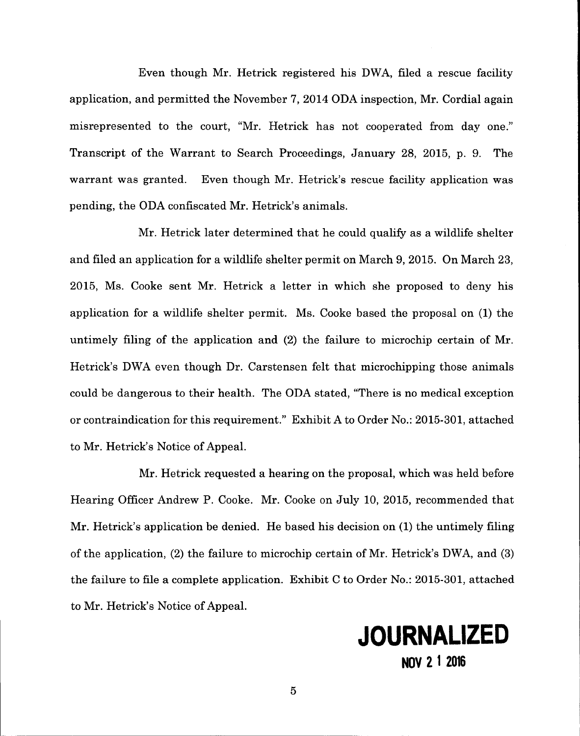Even though Mr. Hetrick registered his DWA, filed a rescue facility application, and permitted the November 7, 2014 ODA inspection, Mr. Cordial again misrepresented to the court, "Mr. Hetrick has not cooperated from day one." Transcript of the Warrant to Search Proceedings, January 28, 2015, p. 9. The warrant was granted. Even though Mr. Hetrick's rescue facility application was pending, the ODA confiscated Mr. Hetrick's animals.

Mr. Hetrick later determined that he could qualify as a wildlife shelter and filed an application for a wildlife shelter permit on March 9, 2015. On March 23, 2015, Ms. Cooke sent Mr. Hetrick a letter in which she proposed to deny his application for a wildlife shelter permit. Ms. Cooke based the proposal on (1) the untimely filing of the application and (2) the failure to microchip certain of Mr. Hetrick's DWA even though Dr. Carstensen felt that microchipping those animals could be dangerous to their health. The ODA stated, "There is no medical exception or contraindication for this requirement." Exhibit A to Order No.: 2015-301, attached to Mr. Hetrick's Notice of Appeal.

Mr. Hetrick requested a hearing on the proposal, which was held before Hearing Officer Andrew P. Cooke. Mr. Cooke on July 10, 2015, recommended that Mr. Hetrick's application be denied. He based his decision on (1) the untimely filing of the application, (2) the failure to microchip certain of Mr. Hetrick's DWA, and (3) the failure to file a complete application. Exhibit C to Order No.: 2015-301, attached to Mr. Hetrick's Notice of Appeal.

**JOURNALIZED**
**NOV 21 2016**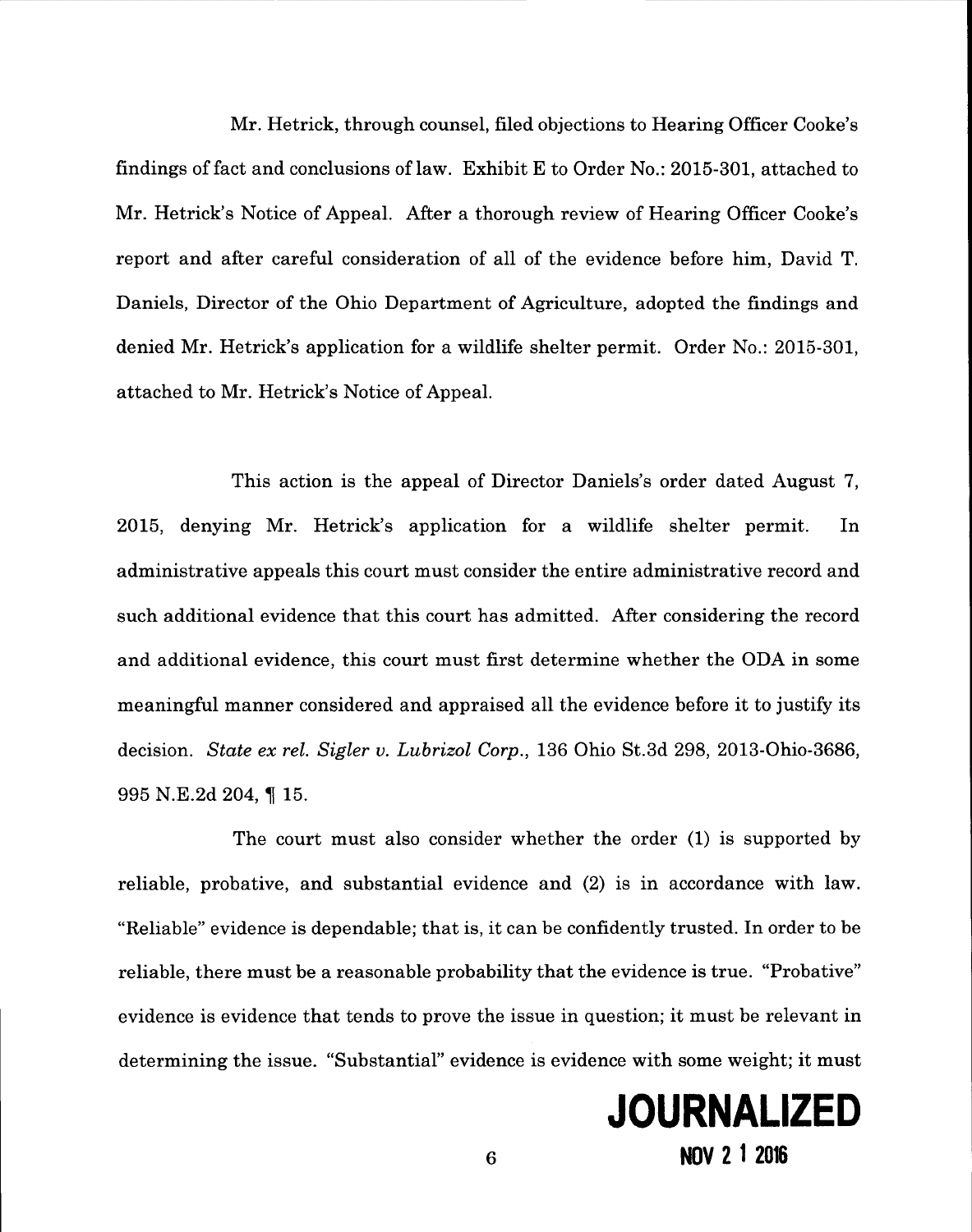Mr. Hetrick, through counsel, filed objections to Hearing Officer Cooke's findings of fact and conclusions of law. Exhibit E to Order No.: 2015-301, attached to Mr. Hetrick's Notice of Appeal. After a thorough review of Hearing Officer Cooke's report and after careful consideration of all of the evidence before him, David T. Daniels, Director of the Ohio Department of Agriculture, adopted the findings and denied Mr. Hetrick's application for a wildlife shelter permit. Order No.: 2015-301, attached to Mr. Hetrick's Notice of Appeal.

This action is the appeal of Director Daniels's order dated August 7, 2015, denying Mr. Hetrick's application for a wildlife shelter permit. In administrative appeals this court must consider the entire administrative record and such additional evidence that this court has admitted. After considering the record and additional evidence, this court must first determine whether the ODA in some meaningful manner considered and appraised all the evidence before it to justify its decision. *State ex rel. Sigler v. Lubrizol Corp.*, 136 Ohio St.3d 298, 2013-Ohio-3686, 995 N.E.2d 204, ¶ 15.

The court must also consider whether the order (1) is supported by reliable, probative, and substantial evidence and (2) is in accordance with law. "Reliable" evidence is dependable; that is, it can be confidently trusted. In order to be reliable, there must be a reasonable probability that the evidence is true. "Probative" evidence is evidence that tends to prove the issue in question; it must be relevant in determining the issue. "Substantial" evidence is evidence with some weight; it must

JOURNALIZED
NOV 21 2016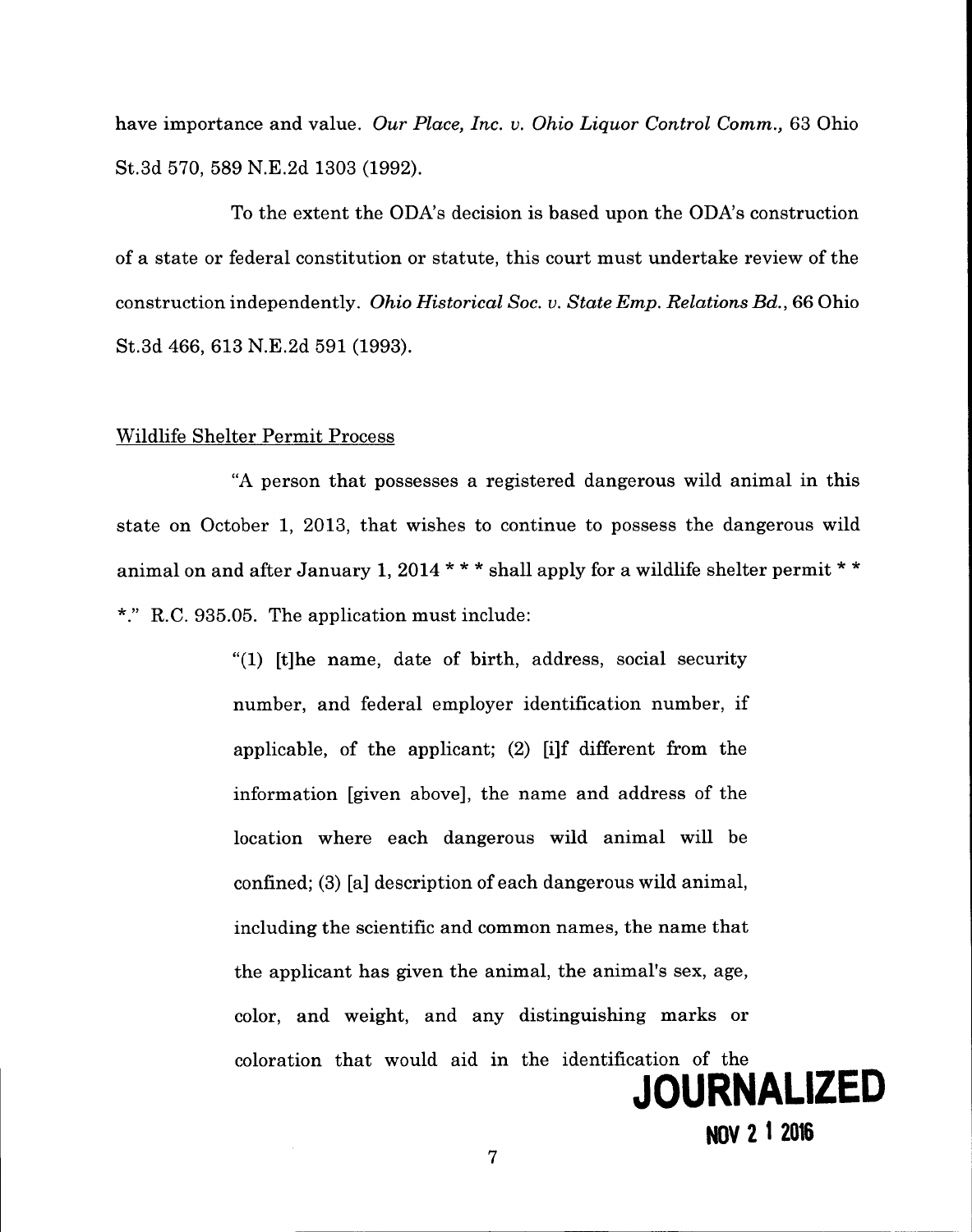have importance and value. *Our Place, Inc. v. Ohio Liquor Control Comm.*, 63 Ohio St.3d 570, 589 N.E.2d 1303 (1992).

To the extent the ODA's decision is based upon the ODA's construction of a state or federal constitution or statute, this court must undertake review of the construction independently. *Ohio Historical Soc. v. State Emp. Relations Bd.*, 66 Ohio St.3d 466, 613 N.E.2d 591 (1993).

Wildlife Shelter Permit Process

"A person that possesses a registered dangerous wild animal in this state on October 1, 2013, that wishes to continue to possess the dangerous wild animal on and after January 1, 2014 * * * shall apply for a wildlife shelter permit * * *." R.C. 935.05. The application must include:

> "(1) [t]he name, date of birth, address, social security number, and federal employer identification number, if applicable, of the applicant; (2) [i]f different from the information [given above], the name and address of the location where each dangerous wild animal will be confined; (3) [a] description of each dangerous wild animal, including the scientific and common names, the name that the applicant has given the animal, the animal's sex, age, color, and weight, and any distinguishing marks or coloration that would aid in the identification of the

JOURNALIZED

NOV 21 2016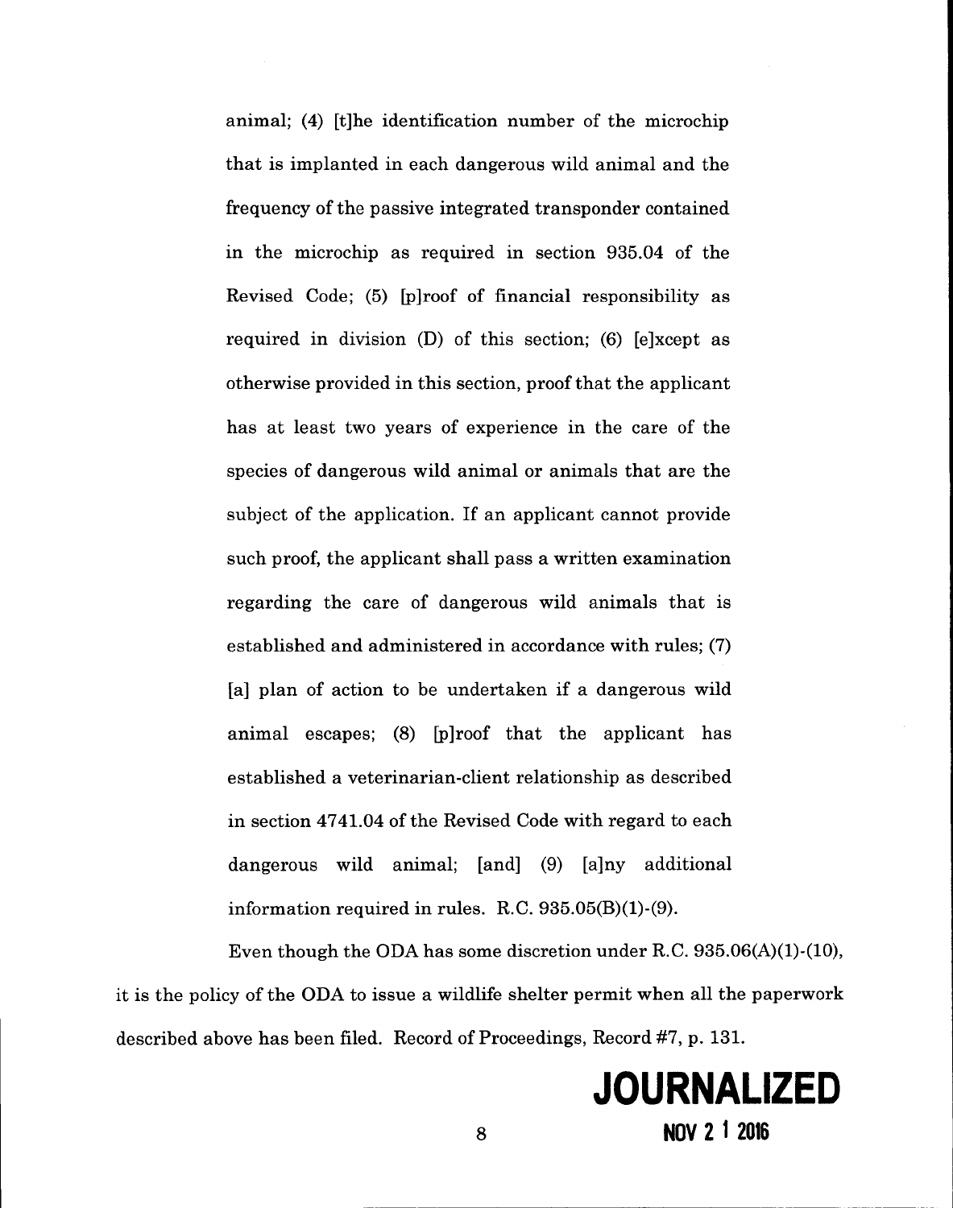animal; (4) [t]he identification number of the microchip that is implanted in each dangerous wild animal and the frequency of the passive integrated transponder contained in the microchip as required in section 935.04 of the Revised Code; (5) [p]roof of financial responsibility as required in division (D) of this section; (6) [e]xcept as otherwise provided in this section, proof that the applicant has at least two years of experience in the care of the species of dangerous wild animal or animals that are the subject of the application. If an applicant cannot provide such proof, the applicant shall pass a written examination regarding the care of dangerous wild animals that is established and administered in accordance with rules; (7) [a] plan of action to be undertaken if a dangerous wild animal escapes; (8) [p]roof that the applicant has established a veterinarian-client relationship as described in section 4741.04 of the Revised Code with regard to each dangerous wild animal; [and] (9) [a]ny additional information required in rules. R.C. 935.05(B)(1)-(9).

Even though the ODA has some discretion under R.C. 935.06(A)(1)-(10), it is the policy of the ODA to issue a wildlife shelter permit when all the paperwork described above has been filed. Record of Proceedings, Record #7, p. 131.

**JOURNALIZED**
**NOV 2 1 2016**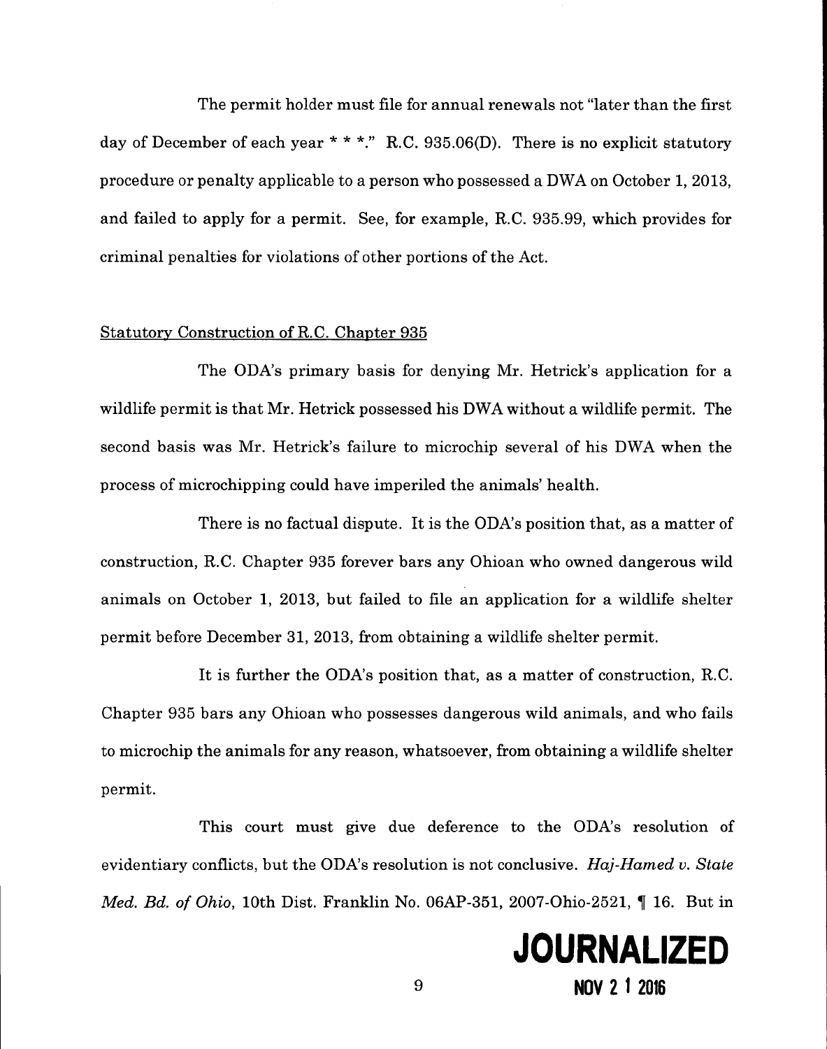The permit holder must file for annual renewals not "later than the first day of December of each year * * *." R.C. 935.06(D). There is no explicit statutory procedure or penalty applicable to a person who possessed a DWA on October 1, 2013, and failed to apply for a permit. See, for example, R.C. 935.99, which provides for criminal penalties for violations of other portions of the Act.

Statutory Construction of R.C. Chapter 935

The ODA's primary basis for denying Mr. Hetrick's application for a wildlife permit is that Mr. Hetrick possessed his DWA without a wildlife permit. The second basis was Mr. Hetrick's failure to microchip several of his DWA when the process of microchipping could have imperiled the animals' health.

There is no factual dispute. It is the ODA's position that, as a matter of construction, R.C. Chapter 935 forever bars any Ohioan who owned dangerous wild animals on October 1, 2013, but failed to file an application for a wildlife shelter permit before December 31, 2013, from obtaining a wildlife shelter permit.

It is further the ODA's position that, as a matter of construction, R.C. Chapter 935 bars any Ohioan who possesses dangerous wild animals, and who fails to microchip the animals for any reason, whatsoever, from obtaining a wildlife shelter permit.

This court must give due deference to the ODA's resolution of evidentiary conflicts, but the ODA's resolution is not conclusive. *Haj-Hamed v. State Med. Bd. of Ohio*, 10th Dist. Franklin No. 06AP-351, 2007-Ohio-2521, ¶ 16. But in

**JOURNALIZED**
**NOV 21 2016**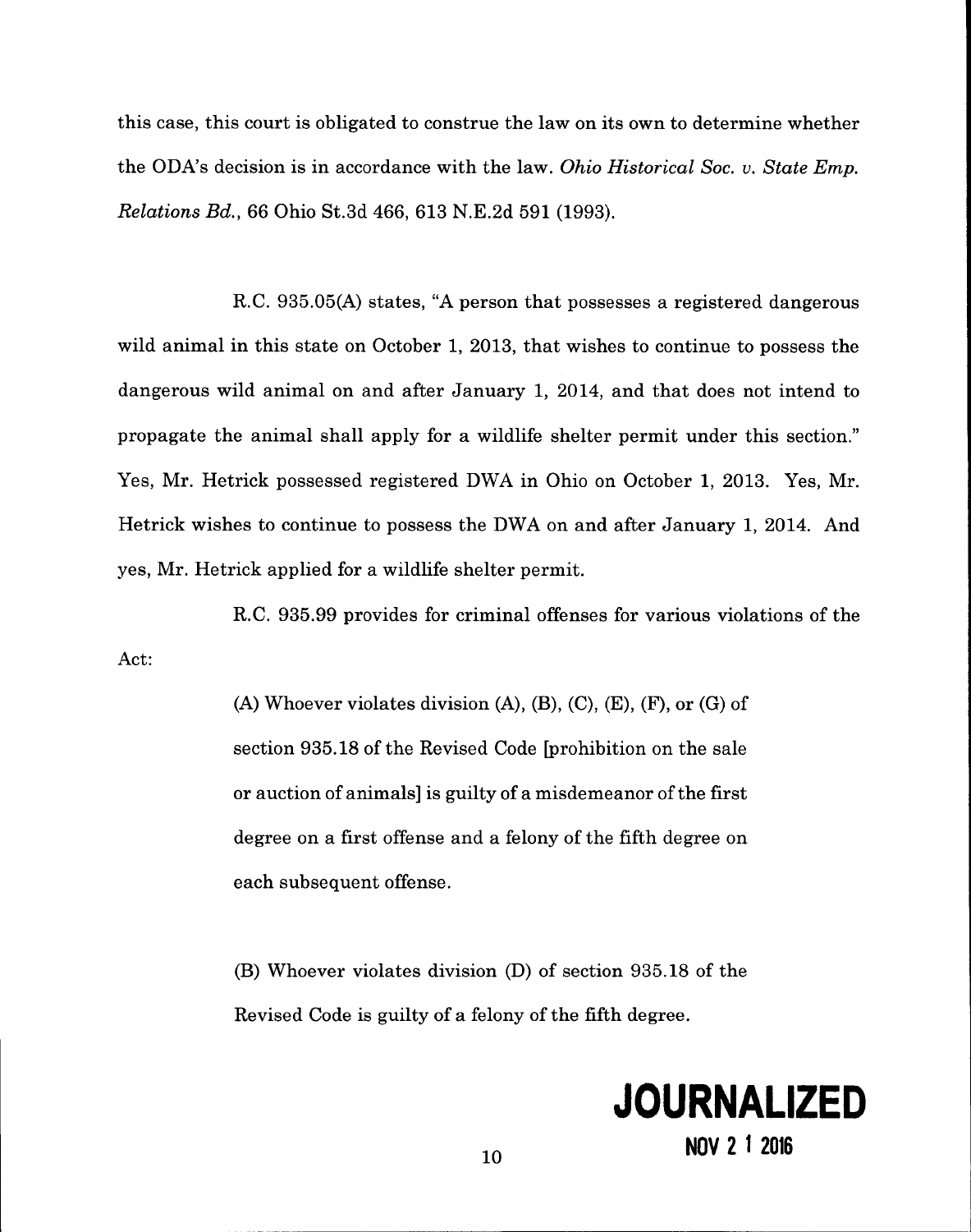this case, this court is obligated to construe the law on its own to determine whether the ODA's decision is in accordance with the law. *Ohio Historical Soc. v. State Emp. Relations Bd.*, 66 Ohio St.3d 466, 613 N.E.2d 591 (1993).

R.C. 935.05(A) states, "A person that possesses a registered dangerous wild animal in this state on October 1, 2013, that wishes to continue to possess the dangerous wild animal on and after January 1, 2014, and that does not intend to propagate the animal shall apply for a wildlife shelter permit under this section." Yes, Mr. Hetrick possessed registered DWA in Ohio on October 1, 2013. Yes, Mr. Hetrick wishes to continue to possess the DWA on and after January 1, 2014. And yes, Mr. Hetrick applied for a wildlife shelter permit.

R.C. 935.99 provides for criminal offenses for various violations of the Act:

> (A) Whoever violates division (A), (B), (C), (E), (F), or (G) of section 935.18 of the Revised Code [prohibition on the sale or auction of animals] is guilty of a misdemeanor of the first degree on a first offense and a felony of the fifth degree on each subsequent offense.
>
> (B) Whoever violates division (D) of section 935.18 of the Revised Code is guilty of a felony of the fifth degree.

**JOURNALIZED**
**NOV 21 2016**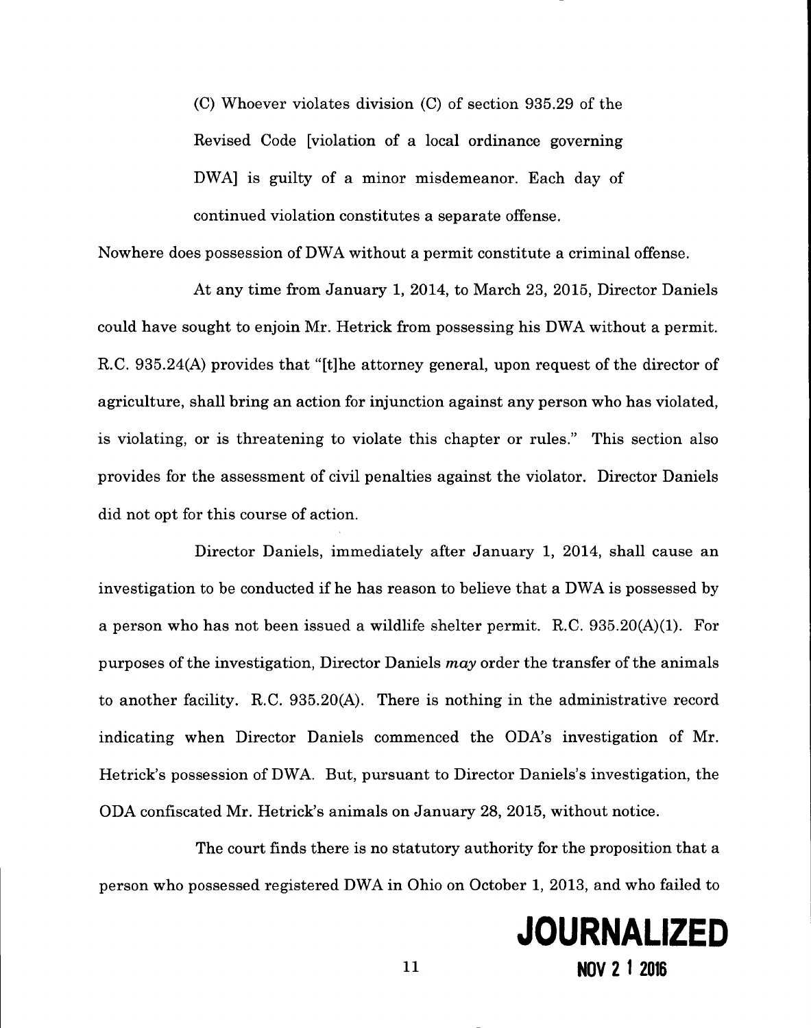> (C) Whoever violates division (C) of section 935.29 of the Revised Code [violation of a local ordinance governing DWA] is guilty of a minor misdemeanor. Each day of continued violation constitutes a separate offense.

Nowhere does possession of DWA without a permit constitute a criminal offense.

At any time from January 1, 2014, to March 23, 2015, Director Daniels could have sought to enjoin Mr. Hetrick from possessing his DWA without a permit. R.C. 935.24(A) provides that "[t]he attorney general, upon request of the director of agriculture, shall bring an action for injunction against any person who has violated, is violating, or is threatening to violate this chapter or rules." This section also provides for the assessment of civil penalties against the violator. Director Daniels did not opt for this course of action.

Director Daniels, immediately after January 1, 2014, shall cause an investigation to be conducted if he has reason to believe that a DWA is possessed by a person who has not been issued a wildlife shelter permit. R.C. 935.20(A)(1). For purposes of the investigation, Director Daniels *may* order the transfer of the animals to another facility. R.C. 935.20(A). There is nothing in the administrative record indicating when Director Daniels commenced the ODA's investigation of Mr. Hetrick's possession of DWA. But, pursuant to Director Daniels's investigation, the ODA confiscated Mr. Hetrick's animals on January 28, 2015, without notice.

The court finds there is no statutory authority for the proposition that a person who possessed registered DWA in Ohio on October 1, 2013, and who failed to

**JOURNALIZED**
**NOV 21 2016**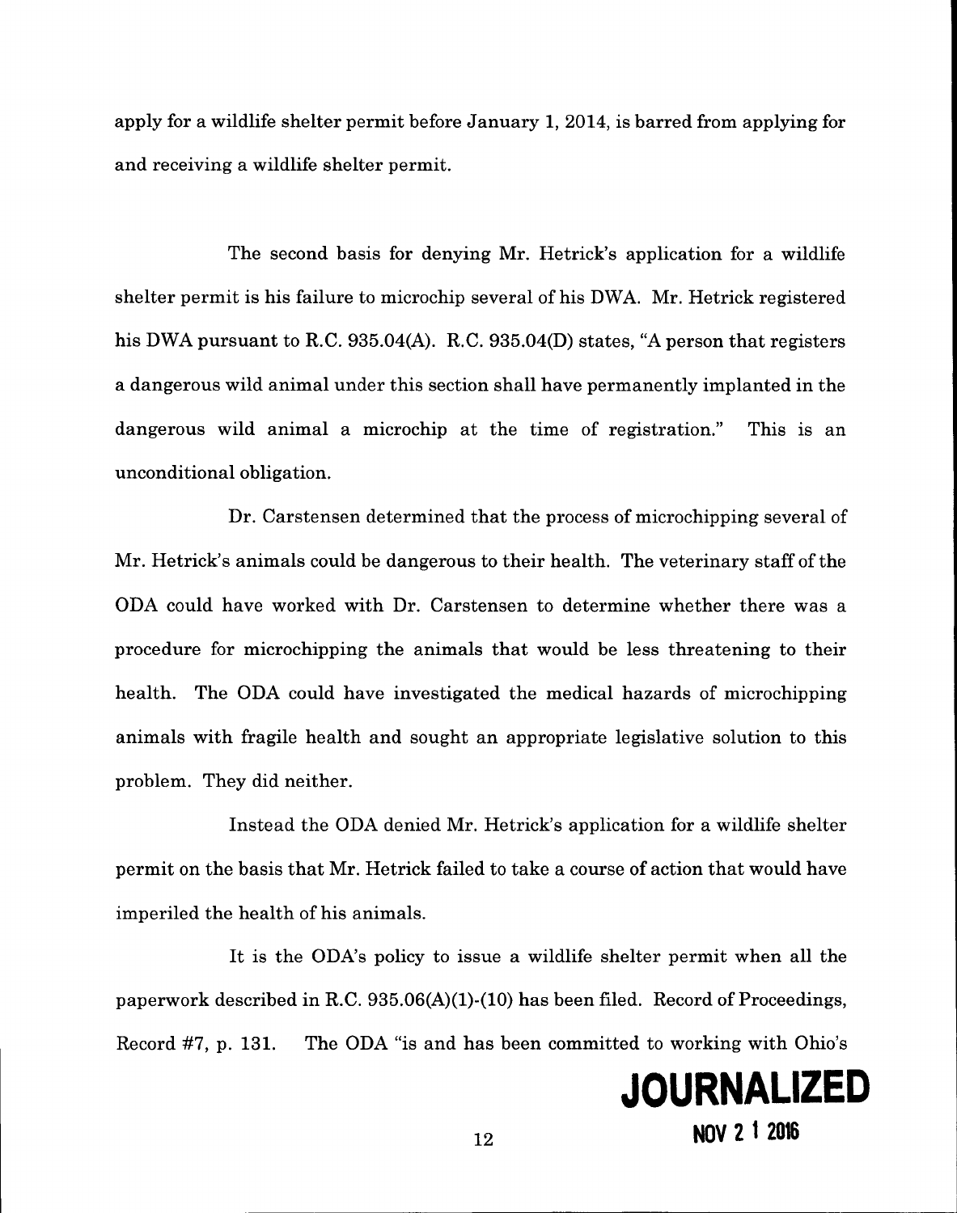apply for a wildlife shelter permit before January 1, 2014, is barred from applying for and receiving a wildlife shelter permit.

The second basis for denying Mr. Hetrick's application for a wildlife shelter permit is his failure to microchip several of his DWA. Mr. Hetrick registered his DWA pursuant to R.C. 935.04(A). R.C. 935.04(D) states, "A person that registers a dangerous wild animal under this section shall have permanently implanted in the dangerous wild animal a microchip at the time of registration." This is an unconditional obligation.

Dr. Carstensen determined that the process of microchipping several of Mr. Hetrick's animals could be dangerous to their health. The veterinary staff of the ODA could have worked with Dr. Carstensen to determine whether there was a procedure for microchipping the animals that would be less threatening to their health. The ODA could have investigated the medical hazards of microchipping animals with fragile health and sought an appropriate legislative solution to this problem. They did neither.

Instead the ODA denied Mr. Hetrick's application for a wildlife shelter permit on the basis that Mr. Hetrick failed to take a course of action that would have imperiled the health of his animals.

It is the ODA's policy to issue a wildlife shelter permit when all the paperwork described in R.C. 935.06(A)(1)-(10) has been filed. Record of Proceedings, Record #7, p. 131. The ODA "is and has been committed to working with Ohio's

JOURNALIZED

NOV 2 1 2016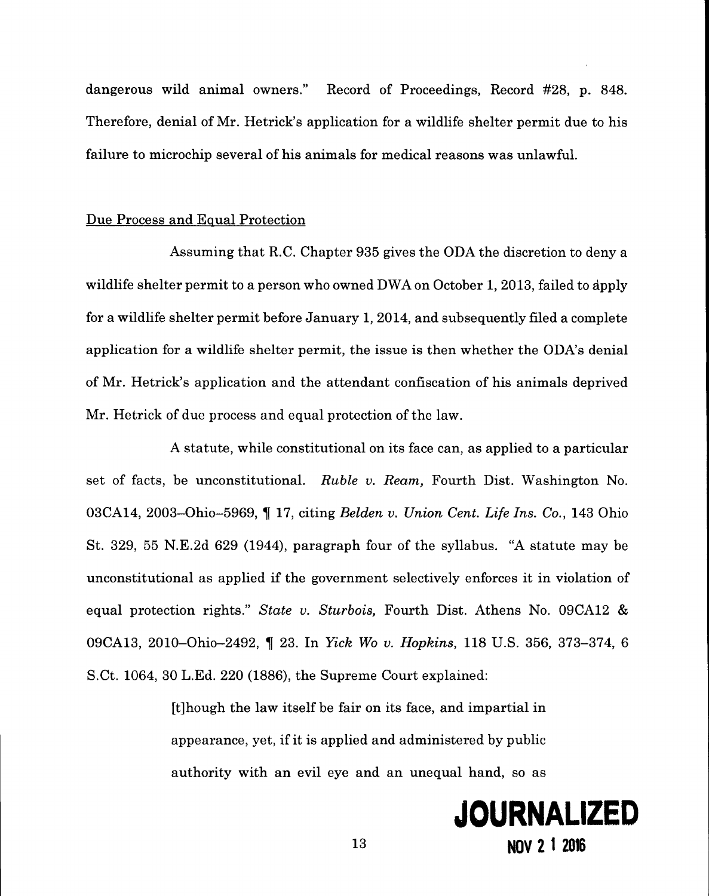dangerous wild animal owners." Record of Proceedings, Record #28, p. 848. Therefore, denial of Mr. Hetrick's application for a wildlife shelter permit due to his failure to microchip several of his animals for medical reasons was unlawful.

Due Process and Equal Protection

Assuming that R.C. Chapter 935 gives the ODA the discretion to deny a wildlife shelter permit to a person who owned DWA on October 1, 2013, failed to apply for a wildlife shelter permit before January 1, 2014, and subsequently filed a complete application for a wildlife shelter permit, the issue is then whether the ODA's denial of Mr. Hetrick's application and the attendant confiscation of his animals deprived Mr. Hetrick of due process and equal protection of the law.

A statute, while constitutional on its face can, as applied to a particular set of facts, be unconstitutional. *Ruble v. Ream,* Fourth Dist. Washington No. 03CA14, 2003–Ohio–5969, ¶ 17, citing *Belden v. Union Cent. Life Ins. Co.*, 143 Ohio St. 329, 55 N.E.2d 629 (1944), paragraph four of the syllabus. "A statute may be unconstitutional as applied if the government selectively enforces it in violation of equal protection rights." *State v. Sturbois,* Fourth Dist. Athens No. 09CA12 & 09CA13, 2010–Ohio–2492, ¶ 23. In *Yick Wo v. Hopkins*, 118 U.S. 356, 373–374, 6 S.Ct. 1064, 30 L.Ed. 220 (1886), the Supreme Court explained:

> [t]hough the law itself be fair on its face, and impartial in appearance, yet, if it is applied and administered by public authority with an evil eye and an unequal hand, so as

JOURNALIZED
NOV 2 1 2016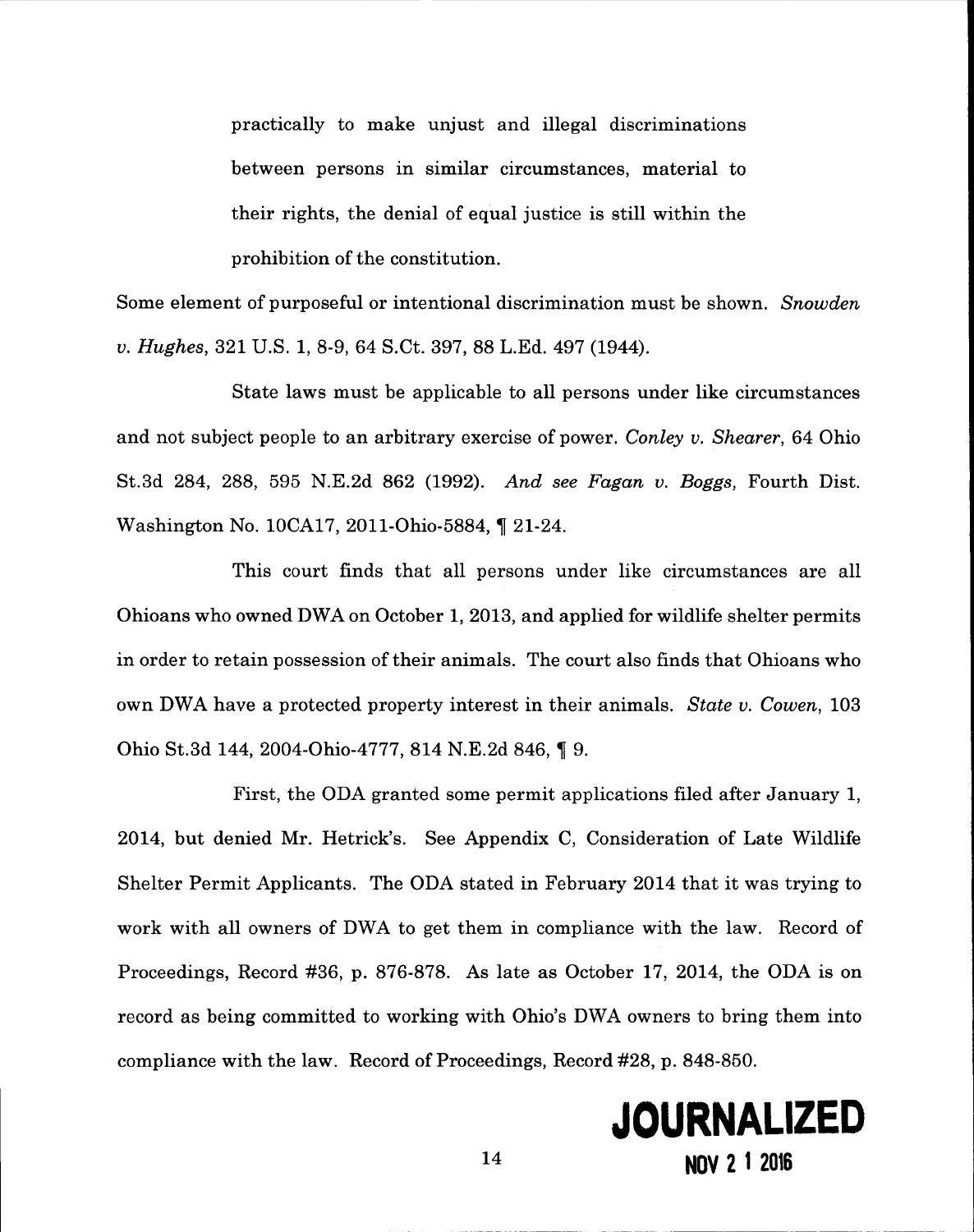> practically to make unjust and illegal discriminations between persons in similar circumstances, material to their rights, the denial of equal justice is still within the prohibition of the constitution.

Some element of purposeful or intentional discrimination must be shown. *Snowden v. Hughes*, 321 U.S. 1, 8-9, 64 S.Ct. 397, 88 L.Ed. 497 (1944).

State laws must be applicable to all persons under like circumstances and not subject people to an arbitrary exercise of power. *Conley v. Shearer*, 64 Ohio St.3d 284, 288, 595 N.E.2d 862 (1992). *And see Fagan v. Boggs*, Fourth Dist. Washington No. 10CA17, 2011-Ohio-5884, ¶ 21-24.

This court finds that all persons under like circumstances are all Ohioans who owned DWA on October 1, 2013, and applied for wildlife shelter permits in order to retain possession of their animals. The court also finds that Ohioans who own DWA have a protected property interest in their animals. *State v. Cowen*, 103 Ohio St.3d 144, 2004-Ohio-4777, 814 N.E.2d 846, ¶ 9.

First, the ODA granted some permit applications filed after January 1, 2014, but denied Mr. Hetrick's. See Appendix C, Consideration of Late Wildlife Shelter Permit Applicants. The ODA stated in February 2014 that it was trying to work with all owners of DWA to get them in compliance with the law. Record of Proceedings, Record #36, p. 876-878. As late as October 17, 2014, the ODA is on record as being committed to working with Ohio's DWA owners to bring them into compliance with the law. Record of Proceedings, Record #28, p. 848-850.

**JOURNALIZED**
**NOV 2 1 2016**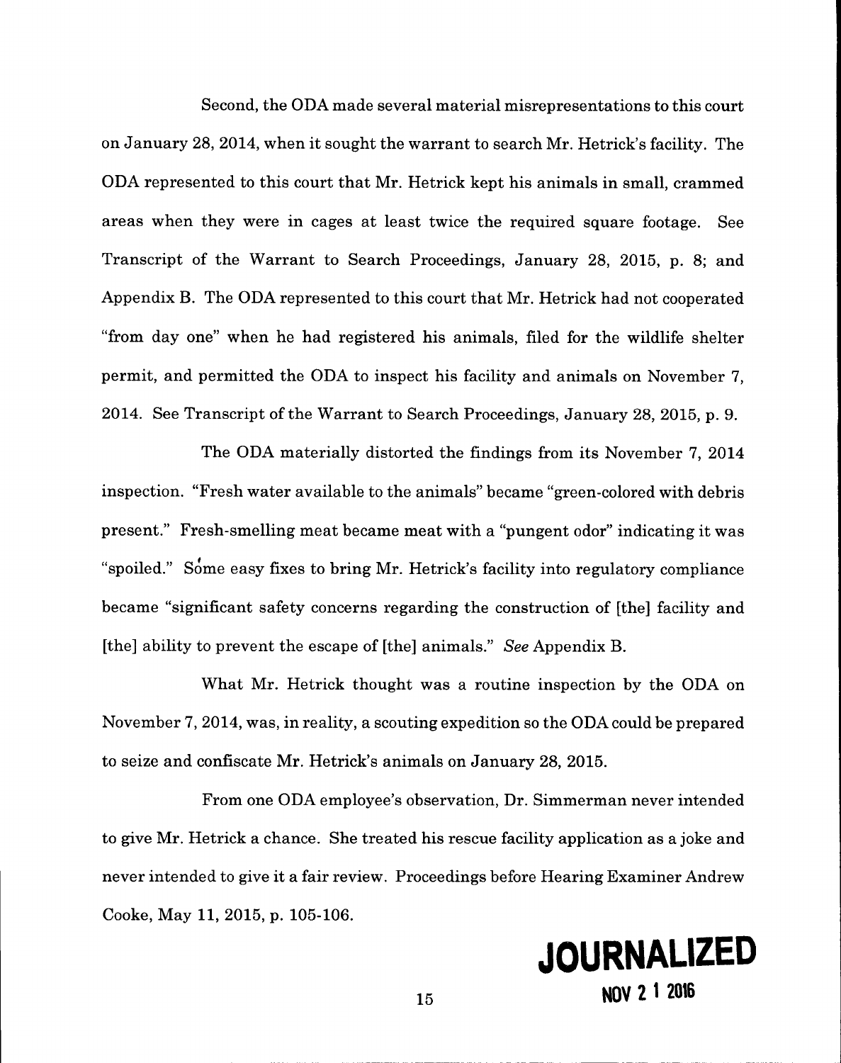Second, the ODA made several material misrepresentations to this court on January 28, 2014, when it sought the warrant to search Mr. Hetrick's facility. The ODA represented to this court that Mr. Hetrick kept his animals in small, crammed areas when they were in cages at least twice the required square footage. See Transcript of the Warrant to Search Proceedings, January 28, 2015, p. 8; and Appendix B. The ODA represented to this court that Mr. Hetrick had not cooperated "from day one" when he had registered his animals, filed for the wildlife shelter permit, and permitted the ODA to inspect his facility and animals on November 7, 2014. See Transcript of the Warrant to Search Proceedings, January 28, 2015, p. 9.

The ODA materially distorted the findings from its November 7, 2014 inspection. "Fresh water available to the animals" became "green-colored with debris present." Fresh-smelling meat became meat with a "pungent odor" indicating it was "spoiled." Some easy fixes to bring Mr. Hetrick's facility into regulatory compliance became "significant safety concerns regarding the construction of [the] facility and [the] ability to prevent the escape of [the] animals." *See* Appendix B.

What Mr. Hetrick thought was a routine inspection by the ODA on November 7, 2014, was, in reality, a scouting expedition so the ODA could be prepared to seize and confiscate Mr. Hetrick's animals on January 28, 2015.

From one ODA employee's observation, Dr. Simmerman never intended to give Mr. Hetrick a chance. She treated his rescue facility application as a joke and never intended to give it a fair review. Proceedings before Hearing Examiner Andrew Cooke, May 11, 2015, p. 105-106.

**JOURNALIZED**
**NOV 2 1 2016**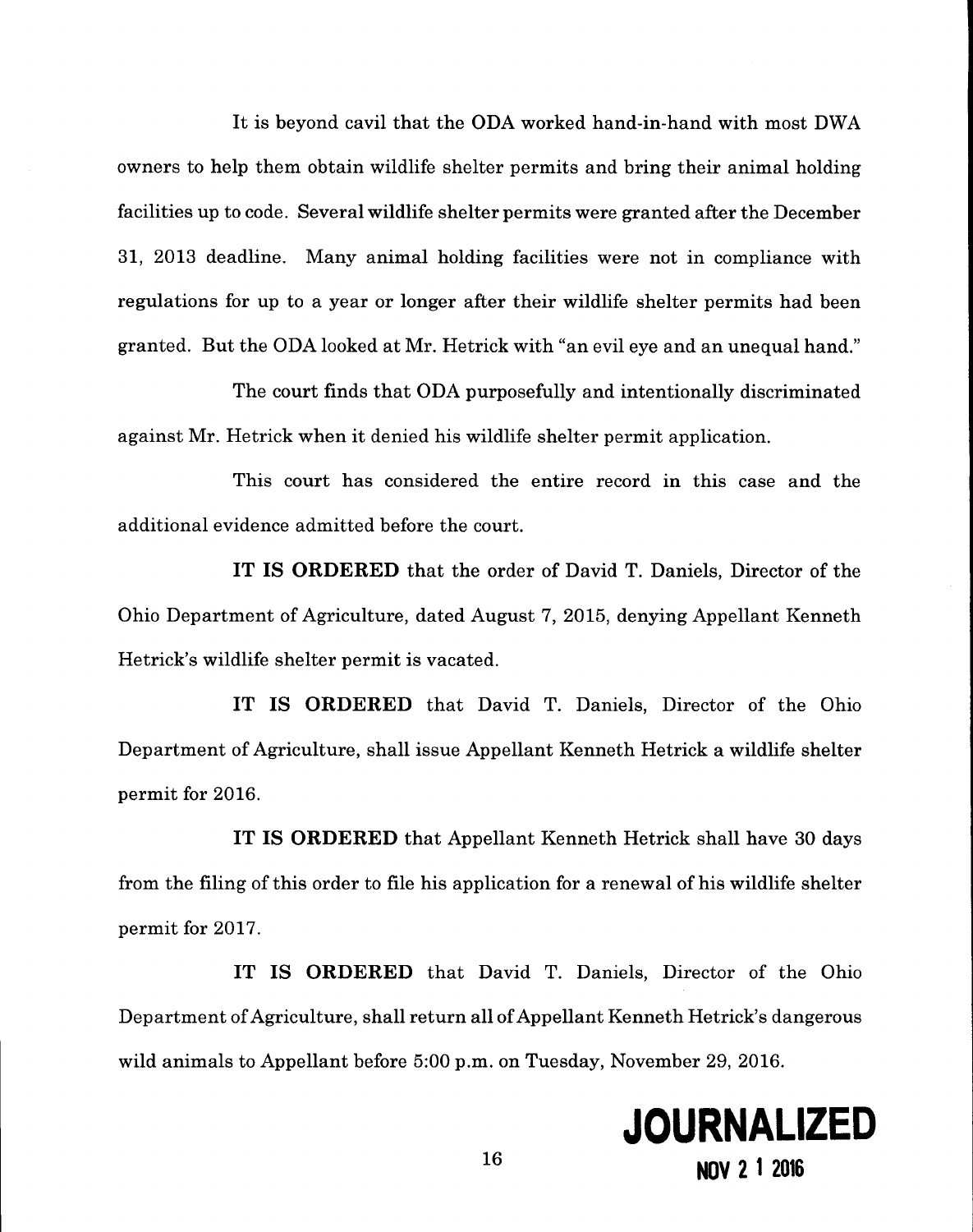It is beyond cavil that the ODA worked hand-in-hand with most DWA owners to help them obtain wildlife shelter permits and bring their animal holding facilities up to code. Several wildlife shelter permits were granted after the December 31, 2013 deadline. Many animal holding facilities were not in compliance with regulations for up to a year or longer after their wildlife shelter permits had been granted. But the ODA looked at Mr. Hetrick with "an evil eye and an unequal hand."

The court finds that ODA purposefully and intentionally discriminated against Mr. Hetrick when it denied his wildlife shelter permit application.

This court has considered the entire record in this case and the additional evidence admitted before the court.

**IT IS ORDERED** that the order of David T. Daniels, Director of the Ohio Department of Agriculture, dated August 7, 2015, denying Appellant Kenneth Hetrick's wildlife shelter permit is vacated.

**IT IS ORDERED** that David T. Daniels, Director of the Ohio Department of Agriculture, shall issue Appellant Kenneth Hetrick a wildlife shelter permit for 2016.

**IT IS ORDERED** that Appellant Kenneth Hetrick shall have 30 days from the filing of this order to file his application for a renewal of his wildlife shelter permit for 2017.

**IT IS ORDERED** that David T. Daniels, Director of the Ohio Department of Agriculture, shall return all of Appellant Kenneth Hetrick's dangerous wild animals to Appellant before 5:00 p.m. on Tuesday, November 29, 2016.

**JOURNALIZED**
**NOV 2 1 2016**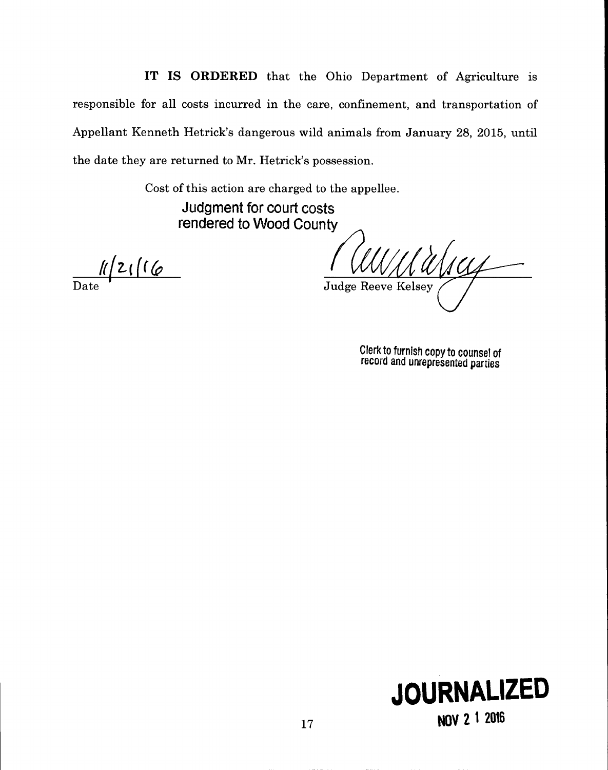**IT IS ORDERED** that the Ohio Department of Agriculture is responsible for all costs incurred in the care, confinement, and transportation of Appellant Kenneth Hetrick's dangerous wild animals from January 28, 2015, until the date they are returned to Mr. Hetrick's possession.

Cost of this action are charged to the appellee.

**Judgment for court costs rendered to Wood County**

11/21/16
Date

Judge Reeve Kelsey

Clerk to furnish copy to counsel of record and unrepresented parties

**JOURNALIZED**
**NOV 2 1 2016**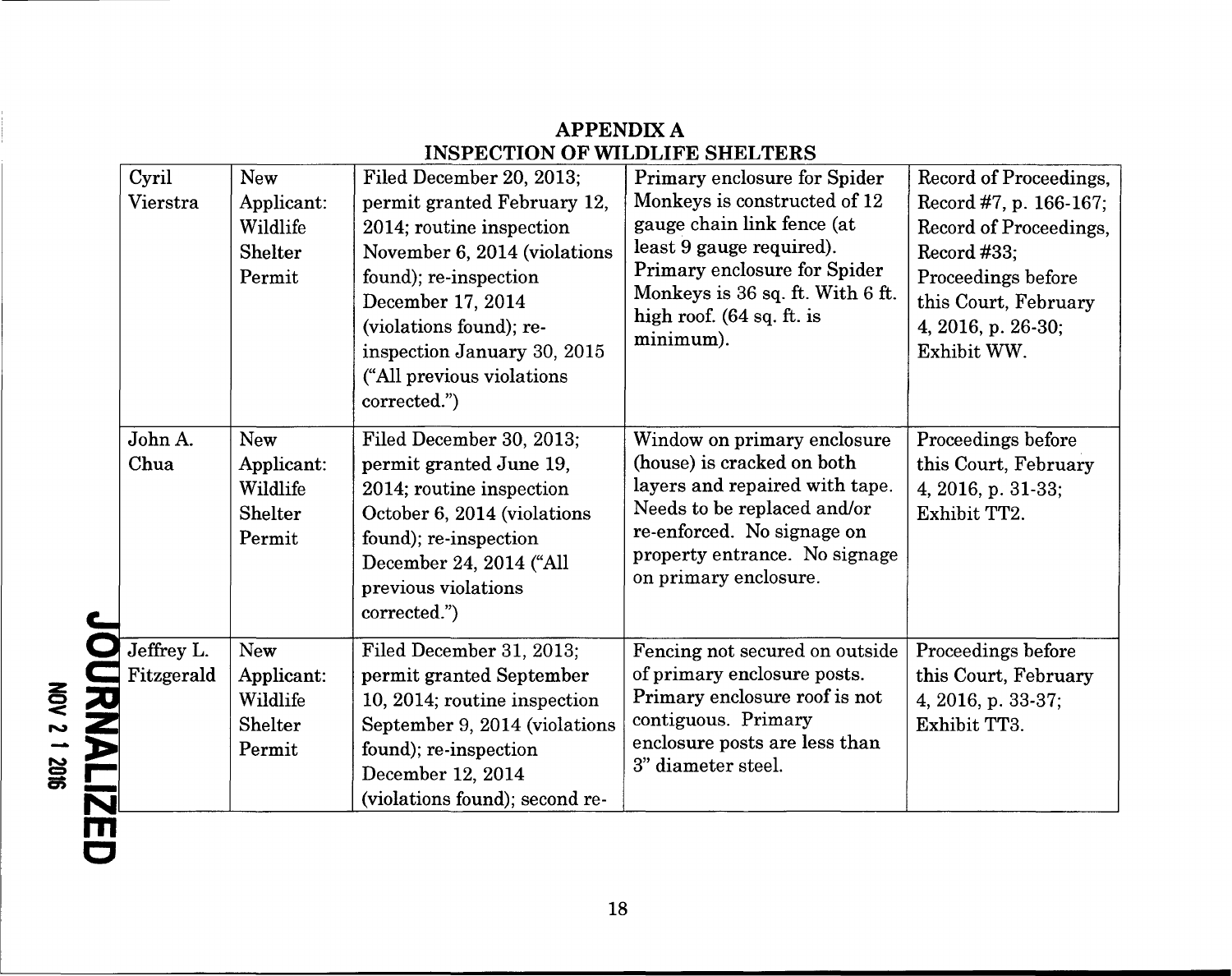## APPENDIX A
## INSPECTION OF WILDLIFE SHELTERS

| | | | | |
|---|---|---|---|---|
| Cyril Vierstra | New Applicant: Wildlife Shelter Permit | Filed December 20, 2013; permit granted February 12, 2014; routine inspection November 6, 2014 (violations found); re-inspection December 17, 2014 (violations found); re-inspection January 30, 2015 ("All previous violations corrected.") | Primary enclosure for Spider Monkeys is constructed of 12 gauge chain link fence (at least 9 gauge required). Primary enclosure for Spider Monkeys is 36 sq. ft. With 6 ft. high roof. (64 sq. ft. is minimum). | Record of Proceedings, Record #7, p. 166-167; Record of Proceedings, Record #33; Proceedings before this Court, February 4, 2016, p. 26-30; Exhibit WW. |
| John A. Chua | New Applicant: Wildlife Shelter Permit | Filed December 30, 2013; permit granted June 19, 2014; routine inspection October 6, 2014 (violations found); re-inspection December 24, 2014 ("All previous violations corrected.") | Window on primary enclosure (house) is cracked on both layers and repaired with tape. Needs to be replaced and/or re-enforced. No signage on property entrance. No signage on primary enclosure. | Proceedings before this Court, February 4, 2016, p. 31-33; Exhibit TT2. |
| Jeffrey L. Fitzgerald | New Applicant: Wildlife Shelter Permit | Filed December 31, 2013; permit granted September 10, 2014; routine inspection September 9, 2014 (violations found); re-inspection December 12, 2014 (violations found); second re- | Fencing not secured on outside of primary enclosure posts. Primary enclosure roof is not contiguous. Primary enclosure posts are less than 3" diameter steel. | Proceedings before this Court, February 4, 2016, p. 33-37; Exhibit TT3. |

JOURNALIZED
NOV 2 1 2016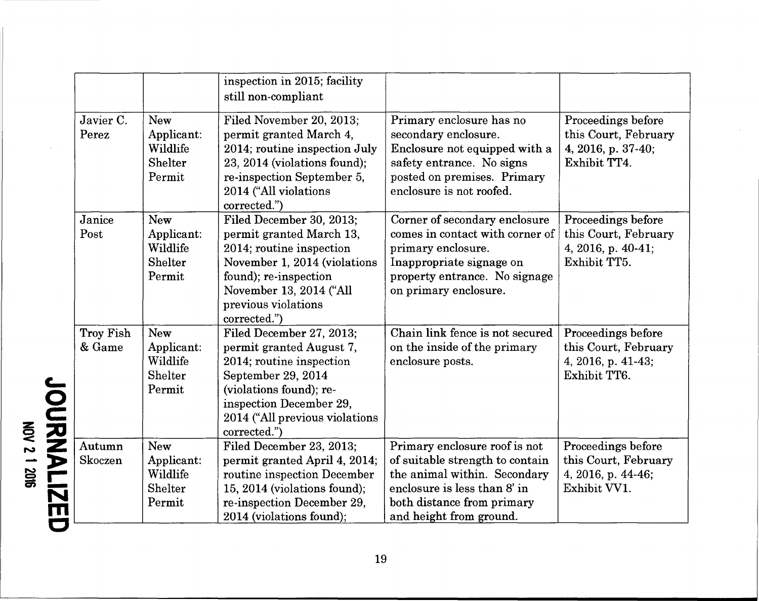| | | inspection in 2015; facility still non-compliant | | |
|---|---|---|---|---|
| Javier C. Perez | New Applicant: Wildlife Shelter Permit | Filed November 20, 2013; permit granted March 4, 2014; routine inspection July 23, 2014 (violations found); re-inspection September 5, 2014 ("All violations corrected.") | Primary enclosure has no secondary enclosure. Enclosure not equipped with a safety entrance. No signs posted on premises. Primary enclosure is not roofed. | Proceedings before this Court, February 4, 2016, p. 37-40; Exhibit TT4. |
| Janice Post | New Applicant: Wildlife Shelter Permit | Filed December 30, 2013; permit granted March 13, 2014; routine inspection November 1, 2014 (violations found); re-inspection November 13, 2014 ("All previous violations corrected.") | Corner of secondary enclosure comes in contact with corner of primary enclosure. Inappropriate signage on property entrance. No signage on primary enclosure. | Proceedings before this Court, February 4, 2016, p. 40-41; Exhibit TT5. |
| Troy Fish & Game | New Applicant: Wildlife Shelter Permit | Filed December 27, 2013; permit granted August 7, 2014; routine inspection September 29, 2014 (violations found); re-inspection December 29, 2014 ("All previous violations corrected.") | Chain link fence is not secured on the inside of the primary enclosure posts. | Proceedings before this Court, February 4, 2016, p. 41-43; Exhibit TT6. |
| Autumn Skoczen | New Applicant: Wildlife Shelter Permit | Filed December 23, 2013; permit granted April 4, 2014; routine inspection December 15, 2014 (violations found); re-inspection December 29, 2014 (violations found); | Primary enclosure roof is not of suitable strength to contain the animal within. Secondary enclosure is less than 8' in both distance from primary and height from ground. | Proceedings before this Court, February 4, 2016, p. 44-46; Exhibit VV1. |

JOURNALIZED
NOV 2 1 2016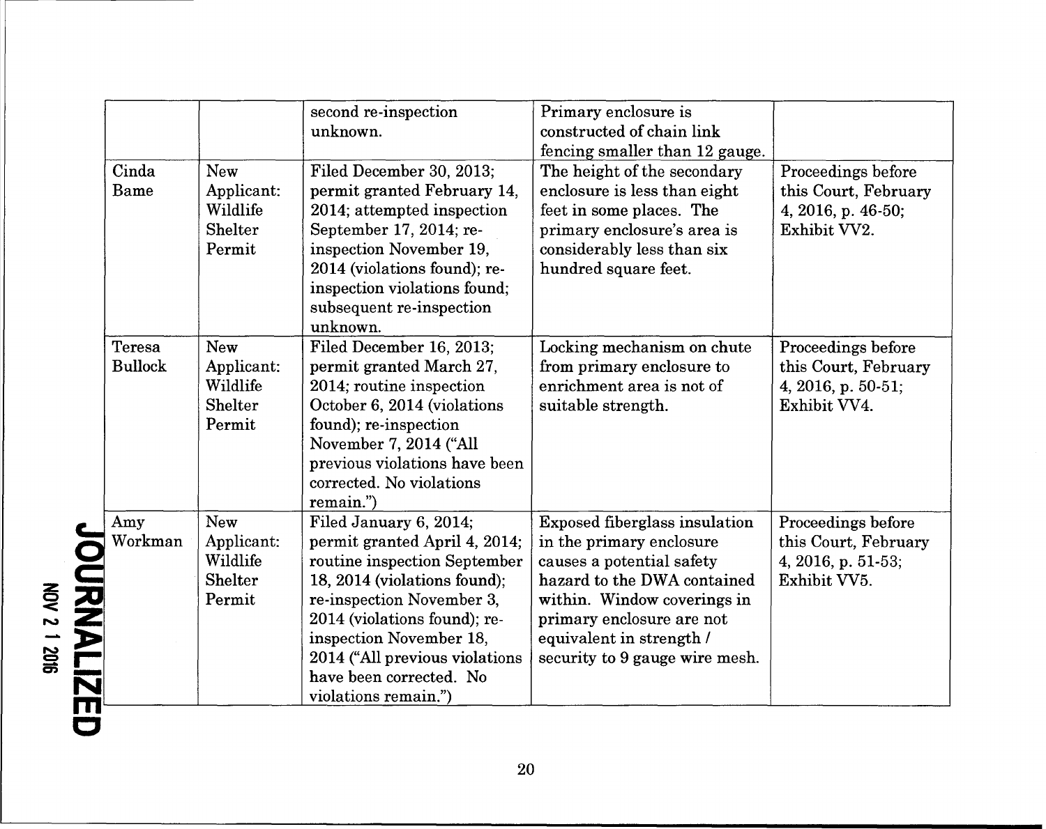| | | second re-inspection unknown. | Primary enclosure is constructed of chain link fencing smaller than 12 gauge. | |
|---|---|---|---|---|
| Cinda Bame | New Applicant: Wildlife Shelter Permit | Filed December 30, 2013; permit granted February 14, 2014; attempted inspection September 17, 2014; re-inspection November 19, 2014 (violations found); re-inspection violations found; subsequent re-inspection unknown. | The height of the secondary enclosure is less than eight feet in some places. The primary enclosure's area is considerably less than six hundred square feet. | Proceedings before this Court, February 4, 2016, p. 46-50; Exhibit VV2. |
| Teresa Bullock | New Applicant: Wildlife Shelter Permit | Filed December 16, 2013; permit granted March 27, 2014; routine inspection October 6, 2014 (violations found); re-inspection November 7, 2014 ("All previous violations have been corrected. No violations remain.") | Locking mechanism on chute from primary enclosure to enrichment area is not of suitable strength. | Proceedings before this Court, February 4, 2016, p. 50-51; Exhibit VV4. |
| Amy Workman | New Applicant: Wildlife Shelter Permit | Filed January 6, 2014; permit granted April 4, 2014; routine inspection September 18, 2014 (violations found); re-inspection November 3, 2014 (violations found); re-inspection November 18, 2014 ("All previous violations have been corrected. No violations remain.") | Exposed fiberglass insulation in the primary enclosure causes a potential safety hazard to the DWA contained within. Window coverings in primary enclosure are not equivalent in strength / security to 9 gauge wire mesh. | Proceedings before this Court, February 4, 2016, p. 51-53; Exhibit VV5. |

JOURNALIZED
NOV 2 1 2016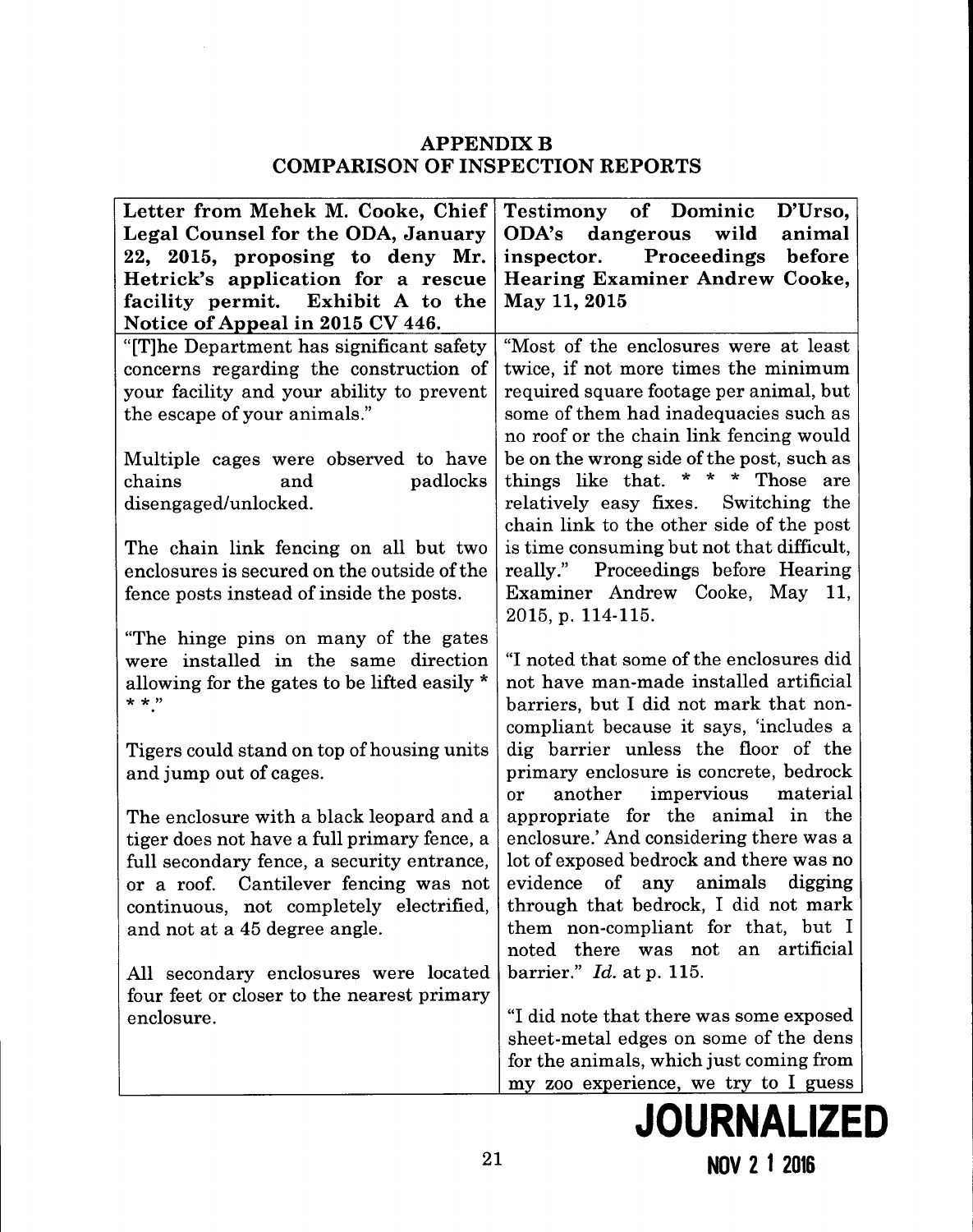**APPENDIX B**
**COMPARISON OF INSPECTION REPORTS**

| Letter from Mehek M. Cooke, Chief Legal Counsel for the ODA, January 22, 2015, proposing to deny Mr. Hetrick's application for a rescue facility permit. Exhibit A to the Notice of Appeal in 2015 CV 446. | Testimony of Dominic D'Urso, ODA's dangerous wild animal inspector. Proceedings before Hearing Examiner Andrew Cooke, May 11, 2015 |
|---|---|
| "[T]he Department has significant safety concerns regarding the construction of your facility and your ability to prevent the escape of your animals."<br><br>Multiple cages were observed to have chains and padlocks disengaged/unlocked.<br><br>The chain link fencing on all but two enclosures is secured on the outside of the fence posts instead of inside the posts.<br><br>"The hinge pins on many of the gates were installed in the same direction allowing for the gates to be lifted easily * * *."<br><br>Tigers could stand on top of housing units and jump out of cages.<br><br>The enclosure with a black leopard and a tiger does not have a full primary fence, a full secondary fence, a security entrance, or a roof. Cantilever fencing was not continuous, not completely electrified, and not at a 45 degree angle.<br><br>All secondary enclosures were located four feet or closer to the nearest primary enclosure. | "Most of the enclosures were at least twice, if not more times the minimum required square footage per animal, but some of them had inadequacies such as no roof or the chain link fencing would be on the wrong side of the post, such as things like that. * * * Those are relatively easy fixes. Switching the chain link to the other side of the post is time consuming but not that difficult, really." Proceedings before Hearing Examiner Andrew Cooke, May 11, 2015, p. 114-115.<br><br>"I noted that some of the enclosures did not have man-made installed artificial barriers, but I did not mark that non-compliant because it says, 'includes a dig barrier unless the floor of the primary enclosure is concrete, bedrock or another impervious material appropriate for the animal in the enclosure.' And considering there was a lot of exposed bedrock and there was no evidence of any animals digging through that bedrock, I did not mark them non-compliant for that, but I noted there was not an artificial barrier." *Id.* at p. 115.<br><br>"I did note that there was some exposed sheet-metal edges on some of the dens for the animals, which just coming from my zoo experience, we try to I guess |

**JOURNALIZED**
**NOV 21 2016**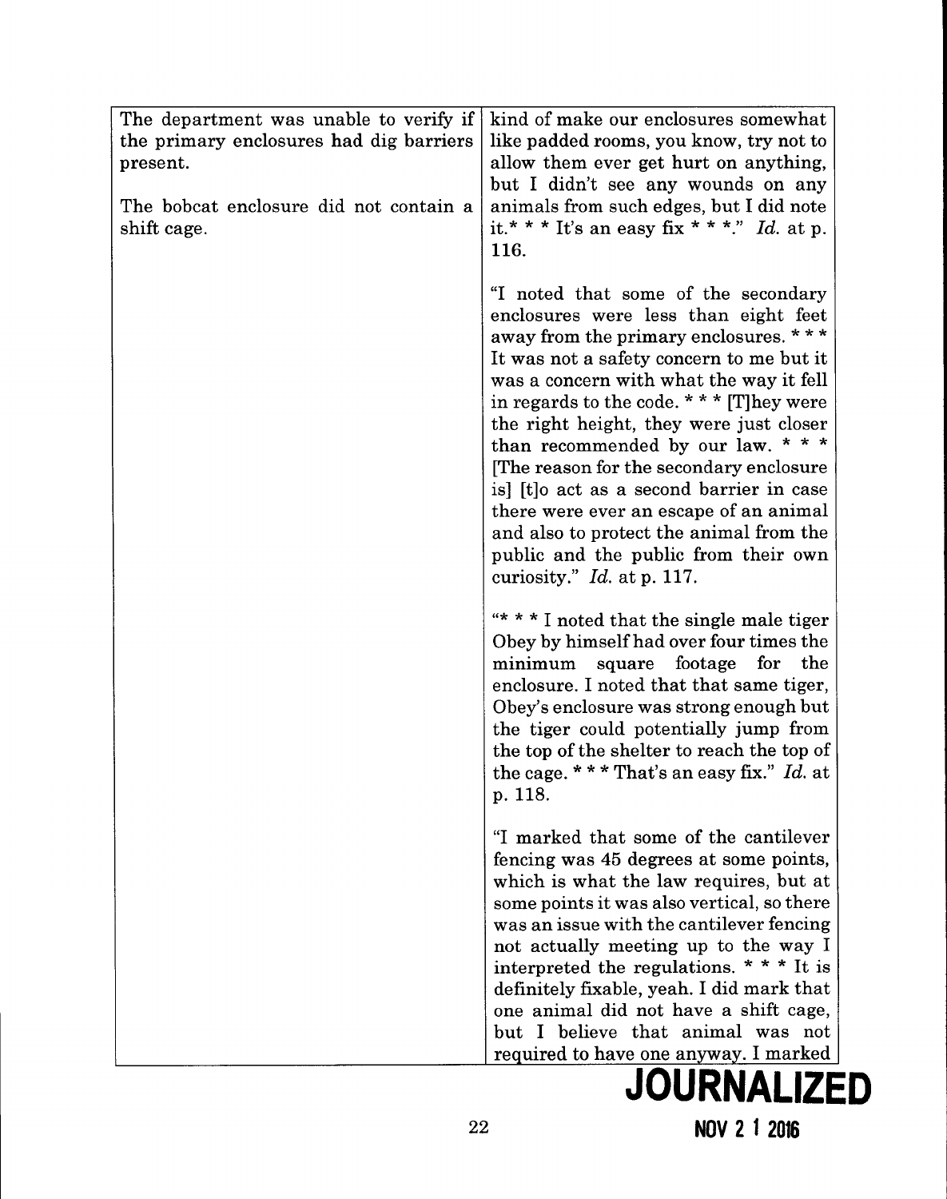| The department was unable to verify if the primary enclosures had dig barriers present.<br><br>The bobcat enclosure did not contain a shift cage. | kind of make our enclosures somewhat like padded rooms, you know, try not to allow them ever get hurt on anything, but I didn't see any wounds on any animals from such edges, but I did note it.* * * It's an easy fix * * *." *Id.* at p. 116.<br><br>"I noted that some of the secondary enclosures were less than eight feet away from the primary enclosures. * * * It was not a safety concern to me but it was a concern with what the way it fell in regards to the code. * * * [T]hey were the right height, they were just closer than recommended by our law. * * * [The reason for the secondary enclosure is] [t]o act as a second barrier in case there were ever an escape of an animal and also to protect the animal from the public and the public from their own curiosity." *Id.* at p. 117.<br><br>"* * * I noted that the single male tiger Obey by himself had over four times the minimum square footage for the enclosure. I noted that that same tiger, Obey's enclosure was strong enough but the tiger could potentially jump from the top of the shelter to reach the top of the cage. * * * That's an easy fix." *Id.* at p. 118.<br><br>"I marked that some of the cantilever fencing was 45 degrees at some points, which is what the law requires, but at some points it was also vertical, so there was an issue with the cantilever fencing not actually meeting up to the way I interpreted the regulations. * * * It is definitely fixable, yeah. I did mark that one animal did not have a shift cage, but I believe that animal was not required to have one anyway. I marked |
|---|---|

JOURNALIZED

NOV 2 1 2016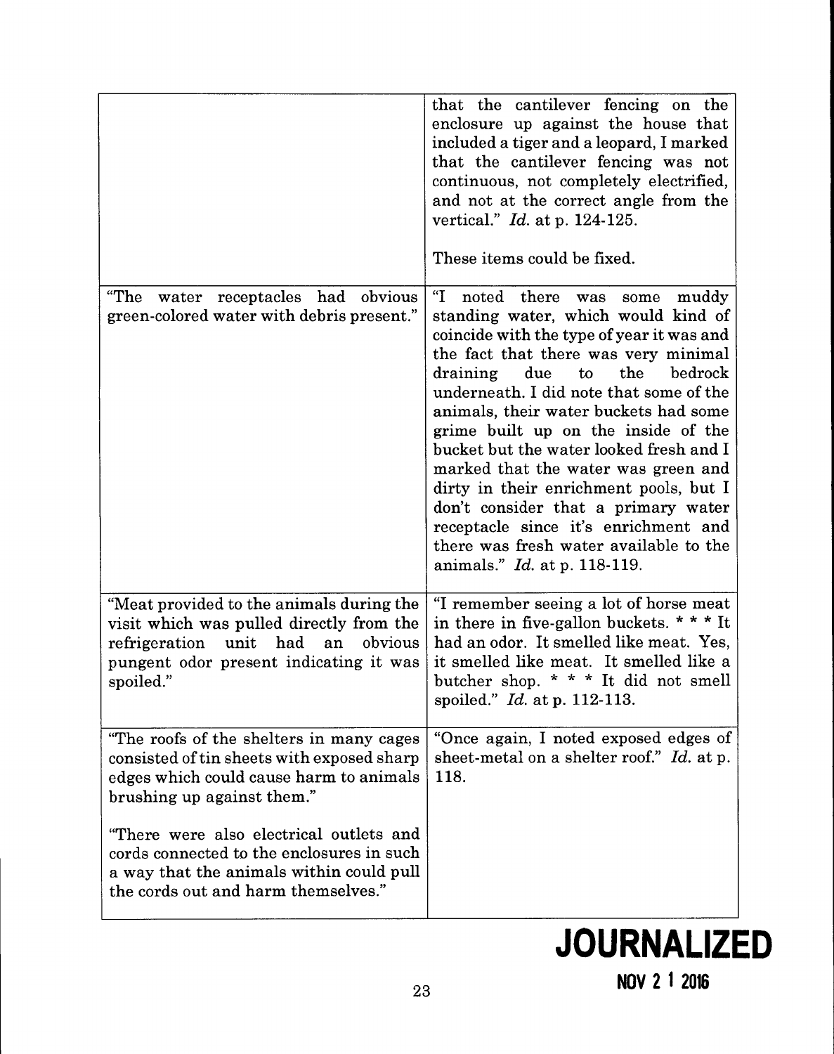| | |
|---|---|
| | that the cantilever fencing on the enclosure up against the house that included a tiger and a leopard, I marked that the cantilever fencing was not continuous, not completely electrified, and not at the correct angle from the vertical." *Id.* at p. 124-125.<br><br>These items could be fixed. |
| "The water receptacles had obvious green-colored water with debris present." | "I noted there was some muddy standing water, which would kind of coincide with the type of year it was and the fact that there was very minimal draining due to the bedrock underneath. I did note that some of the animals, their water buckets had some grime built up on the inside of the bucket but the water looked fresh and I marked that the water was green and dirty in their enrichment pools, but I don't consider that a primary water receptacle since it's enrichment and there was fresh water available to the animals." *Id.* at p. 118-119. |
| "Meat provided to the animals during the visit which was pulled directly from the refrigeration unit had an obvious pungent odor present indicating it was spoiled." | "I remember seeing a lot of horse meat in there in five-gallon buckets. * * * It had an odor. It smelled like meat. Yes, it smelled like meat. It smelled like a butcher shop. * * * It did not smell spoiled." *Id.* at p. 112-113. |
| "The roofs of the shelters in many cages consisted of tin sheets with exposed sharp edges which could cause harm to animals brushing up against them."<br><br>"There were also electrical outlets and cords connected to the enclosures in such a way that the animals within could pull the cords out and harm themselves." | "Once again, I noted exposed edges of sheet-metal on a shelter roof." *Id.* at p. 118. |

**JOURNALIZED**

**NOV 21 2016**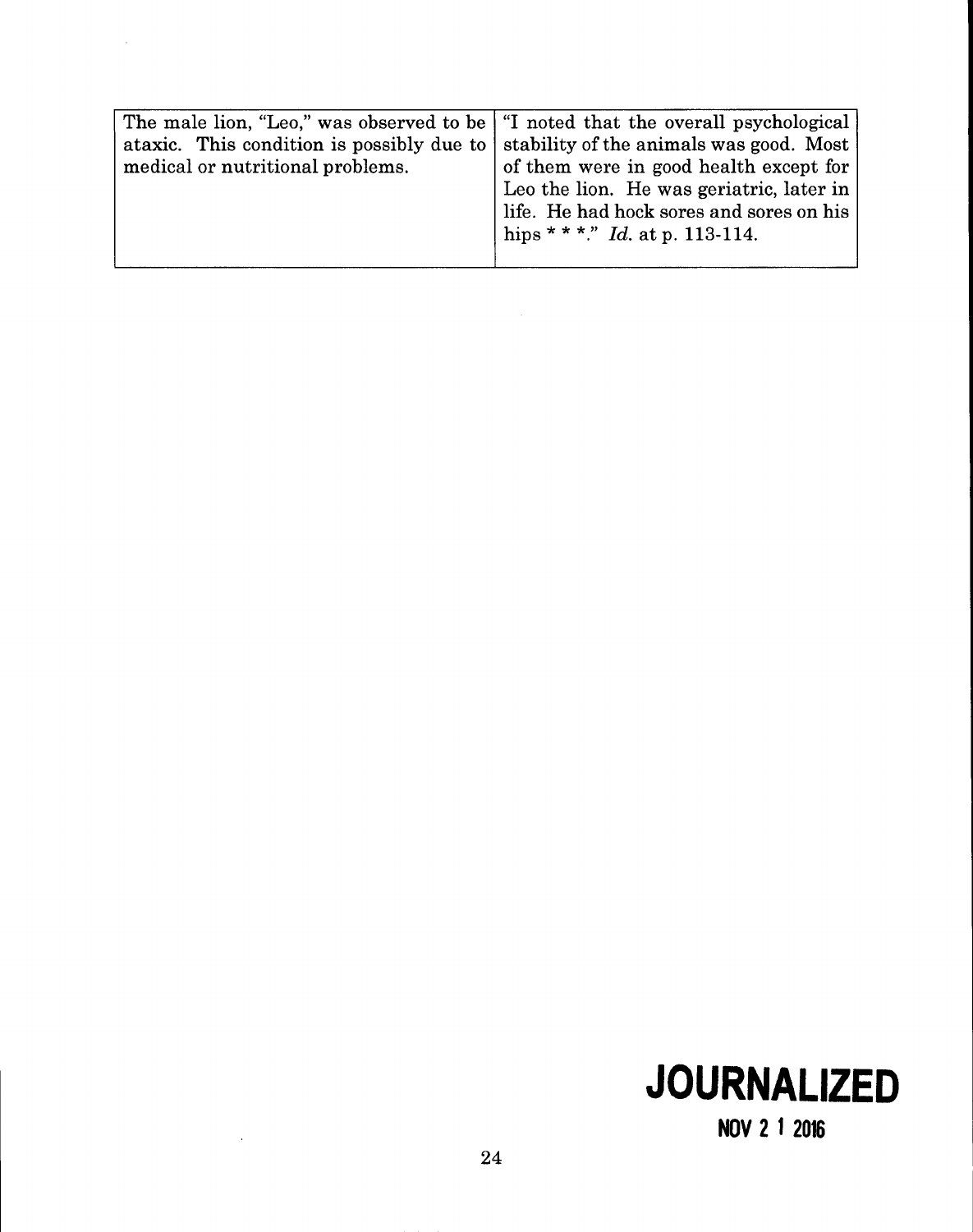| The male lion, "Leo," was observed to be ataxic. This condition is possibly due to medical or nutritional problems. | "I noted that the overall psychological stability of the animals was good. Most of them were in good health except for Leo the lion. He was geriatric, later in life. He had hock sores and sores on his hips * * *." *Id.* at p. 113-114. |
|---|---|

**JOURNALIZED**

**NOV 21 2016**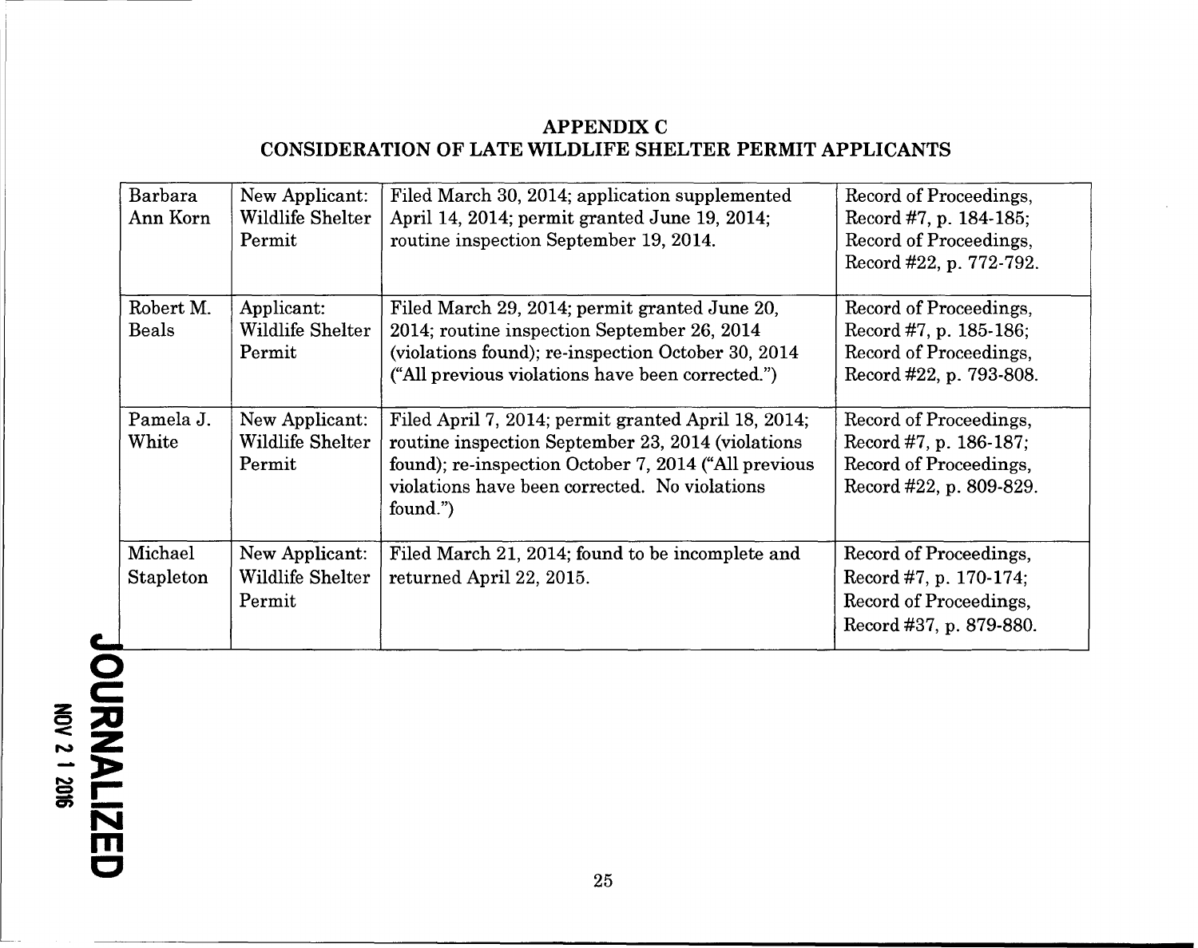## APPENDIX C
## CONSIDERATION OF LATE WILDLIFE SHELTER PERMIT APPLICANTS

| | | | |
|---|---|---|---|
| Barbara Ann Korn | New Applicant: Wildlife Shelter Permit | Filed March 30, 2014; application supplemented April 14, 2014; permit granted June 19, 2014; routine inspection September 19, 2014. | Record of Proceedings, Record #7, p. 184-185; Record of Proceedings, Record #22, p. 772-792. |
| Robert M. Beals | Applicant: Wildlife Shelter Permit | Filed March 29, 2014; permit granted June 20, 2014; routine inspection September 26, 2014 (violations found); re-inspection October 30, 2014 ("All previous violations have been corrected.") | Record of Proceedings, Record #7, p. 185-186; Record of Proceedings, Record #22, p. 793-808. |
| Pamela J. White | New Applicant: Wildlife Shelter Permit | Filed April 7, 2014; permit granted April 18, 2014; routine inspection September 23, 2014 (violations found); re-inspection October 7, 2014 ("All previous violations have been corrected. No violations found.") | Record of Proceedings, Record #7, p. 186-187; Record of Proceedings, Record #22, p. 809-829. |
| Michael Stapleton | New Applicant: Wildlife Shelter Permit | Filed March 21, 2014; found to be incomplete and returned April 22, 2015. | Record of Proceedings, Record #7, p. 170-174; Record of Proceedings, Record #37, p. 879-880. |

JOURNALIZED
NOV 21 2016